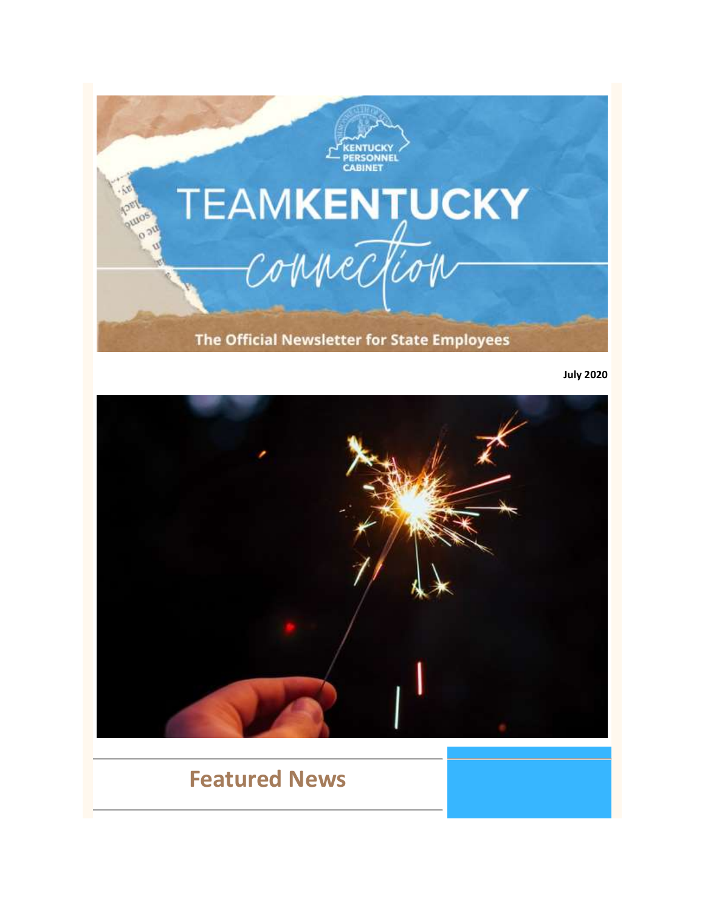# TEAMKENTUCKY connection

KENTUCKY PERSONNEL CABINET

The Official Newsletter for State Employees

**July 2020**

## Featured News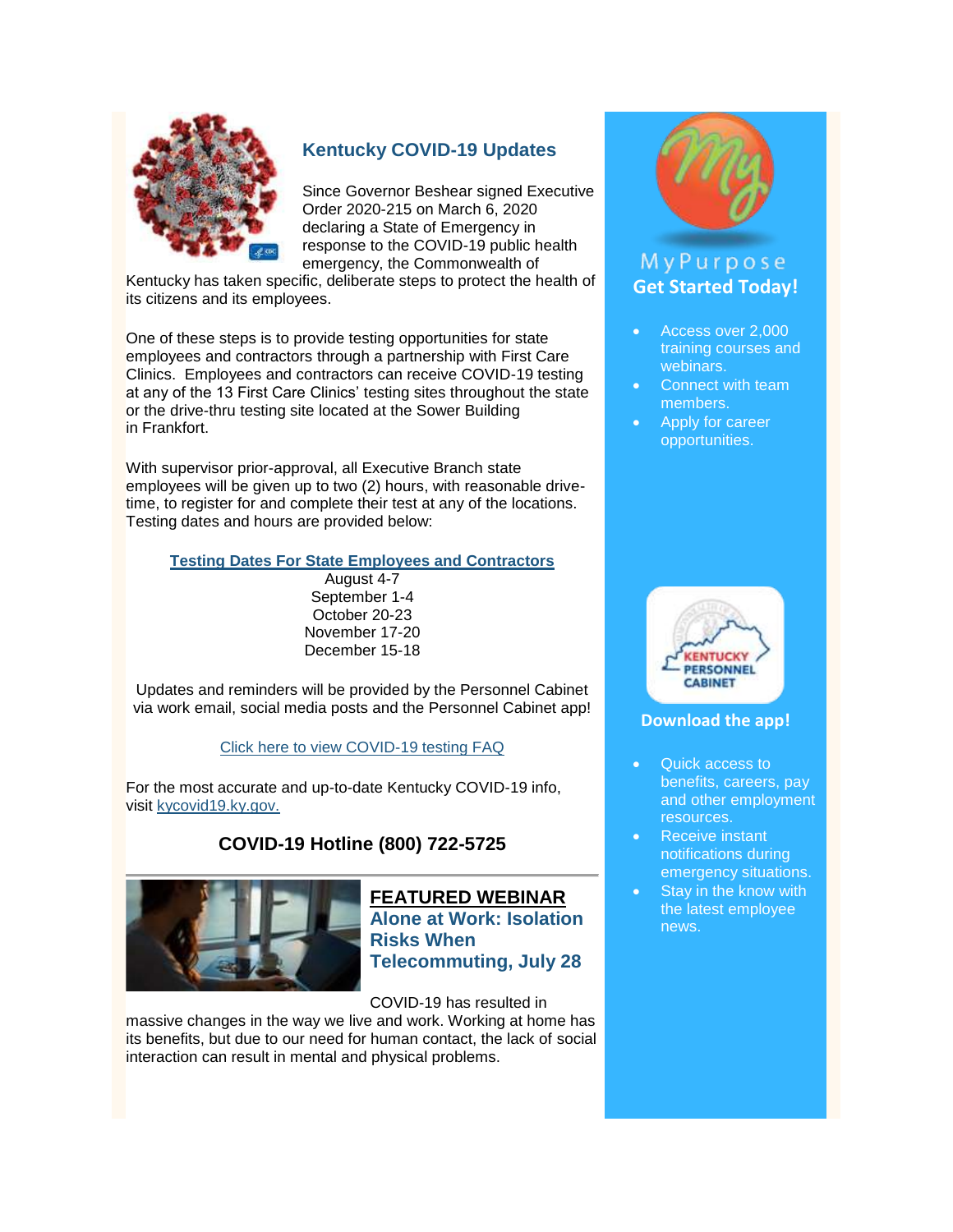## Kentucky COVID-19 Updates

Since Governor Beshear signed Executive Order 2020-215 on March 6, 2020 declaring a State of Emergency in response to the COVID-19 public health emergency, the Commonwealth of Kentucky has taken specific, deliberate steps to protect the health of its citizens and its employees.

One of these steps is to provide testing opportunities for state employees and contractors through a partnership with First Care Clinics. Employees and contractors can receive COVID-19 testing at any of the 13 First Care Clinics' testing sites throughout the state or the drive-thru testing site located at the Sower Building in Frankfort.

With supervisor prior-approval, all Executive Branch state employees will be given up to two (2) hours, with reasonable drive-time, to register for and complete their test at any of the locations. Testing dates and hours are provided below:

**Testing Dates For State Employees and Contractors**

August 4-7
September 1-4
October 20-23
November 17-20
December 15-18

Updates and reminders will be provided by the Personnel Cabinet via work email, social media posts and the Personnel Cabinet app!

Click here to view COVID-19 testing FAQ

For the most accurate and up-to-date Kentucky COVID-19 info, visit kycovid19.ky.gov.

**COVID-19 Hotline (800) 722-5725**

---

## FEATURED WEBINAR

### Alone at Work: Isolation Risks When Telecommuting, July 28

COVID-19 has resulted in massive changes in the way we live and work. Working at home has its benefits, but due to our need for human contact, the lack of social interaction can result in mental and physical problems.

---

MyPurpose

**Get Started Today!**

- Access over 2,000 training courses and webinars.
- Connect with team members.
- Apply for career opportunities.

KENTUCKY PERSONNEL CABINET

**Download the app!**

- Quick access to benefits, careers, pay and other employment resources.
- Receive instant notifications during emergency situations.
- Stay in the know with the latest employee news.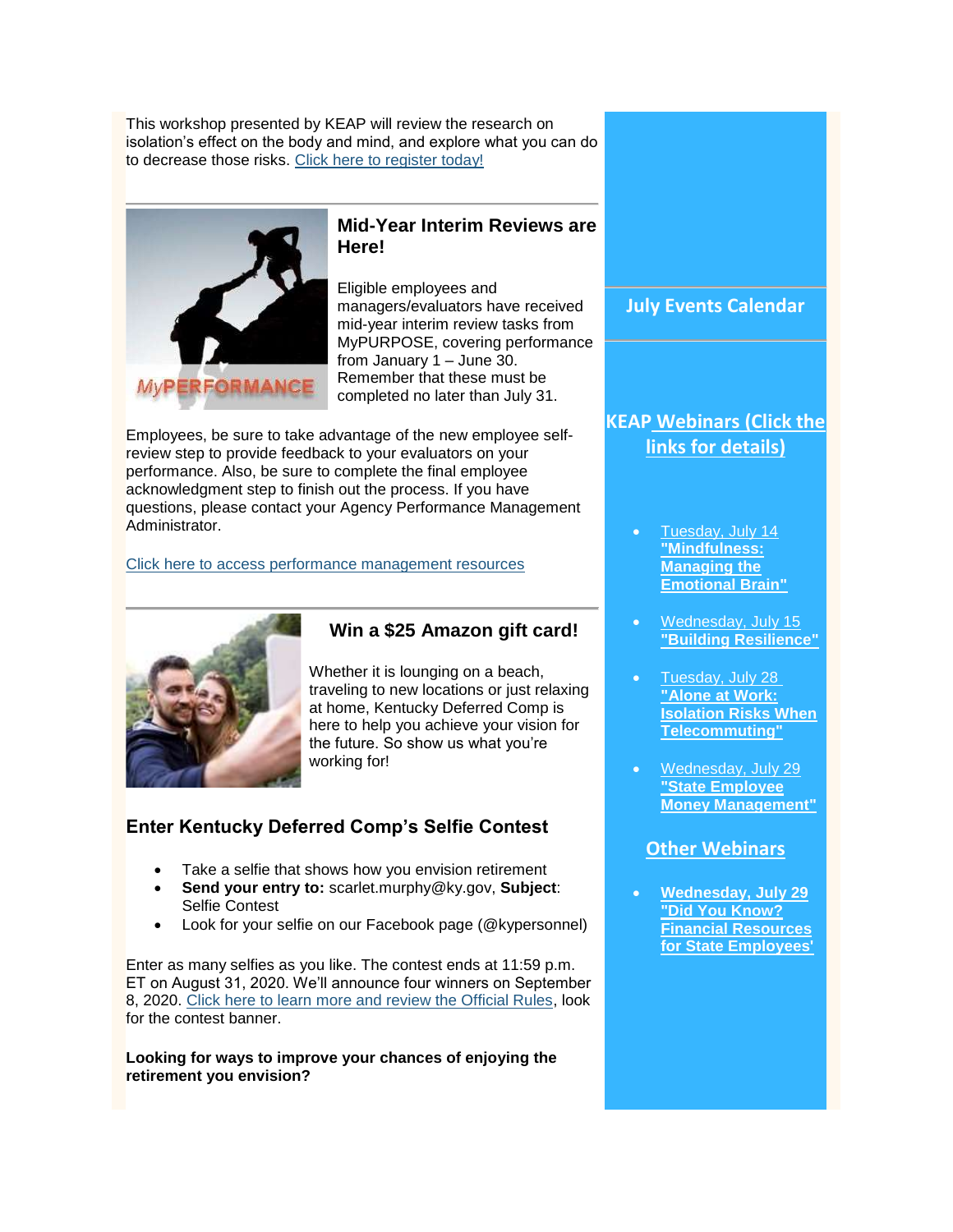This workshop presented by KEAP will review the research on isolation's effect on the body and mind, and explore what you can do to decrease those risks. Click here to register today!

---

### Mid-Year Interim Reviews are Here!

Eligible employees and managers/evaluators have received mid-year interim review tasks from MyPURPOSE, covering performance from January 1 – June 30. Remember that these must be completed no later than July 31.

Employees, be sure to take advantage of the new employee self-review step to provide feedback to your evaluators on your performance. Also, be sure to complete the final employee acknowledgment step to finish out the process. If you have questions, please contact your Agency Performance Management Administrator.

Click here to access performance management resources

---

### Win a $25 Amazon gift card!

Whether it is lounging on a beach, traveling to new locations or just relaxing at home, Kentucky Deferred Comp is here to help you achieve your vision for the future. So show us what you're working for!

### Enter Kentucky Deferred Comp's Selfie Contest

- Take a selfie that shows how you envision retirement
- **Send your entry to:** scarlet.murphy@ky.gov, **Subject**: Selfie Contest
- Look for your selfie on our Facebook page (@kypersonnel)

Enter as many selfies as you like. The contest ends at 11:59 p.m. ET on August 31, 2020. We'll announce four winners on September 8, 2020. Click here to learn more and review the Official Rules, look for the contest banner.

**Looking for ways to improve your chances of enjoying the retirement you envision?**

## July Events Calendar

### KEAP Webinars (Click the links for details)

- Tuesday, July 14 **"Mindfulness: Managing the Emotional Brain"**
- Wednesday, July 15 **"Building Resilience"**
- Tuesday, July 28 **"Alone at Work: Isolation Risks When Telecommuting"**
- Wednesday, July 29 **"State Employee Money Management"**

### Other Webinars

- **Wednesday, July 29 "Did You Know? Financial Resources for State Employees'**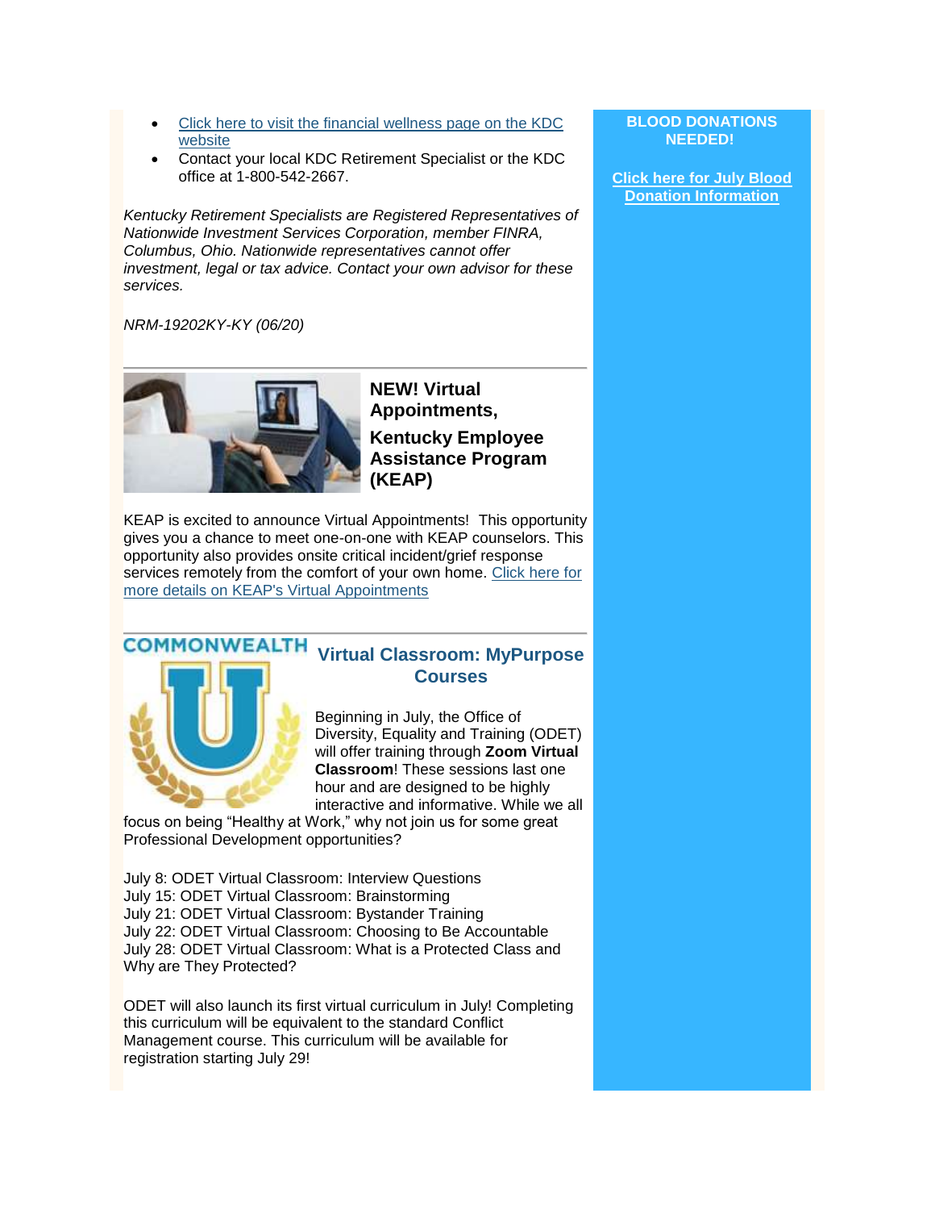- [Click here to visit the financial wellness page on the KDC website]
- Contact your local KDC Retirement Specialist or the KDC office at 1-800-542-2667.

*Kentucky Retirement Specialists are Registered Representatives of Nationwide Investment Services Corporation, member FINRA, Columbus, Ohio. Nationwide representatives cannot offer investment, legal or tax advice. Contact your own advisor for these services.*

*NRM-19202KY-KY (06/20)*

---

## NEW! Virtual Appointments,

## Kentucky Employee Assistance Program (KEAP)

KEAP is excited to announce Virtual Appointments! This opportunity gives you a chance to meet one-on-one with KEAP counselors. This opportunity also provides onsite critical incident/grief response services remotely from the comfort of your own home. [Click here for more details on KEAP's Virtual Appointments]

---

COMMONWEALTH U

## Virtual Classroom: MyPurpose Courses

Beginning in July, the Office of Diversity, Equality and Training (ODET) will offer training through **Zoom Virtual Classroom**! These sessions last one hour and are designed to be highly interactive and informative. While we all focus on being "Healthy at Work," why not join us for some great Professional Development opportunities?

July 8: ODET Virtual Classroom: Interview Questions
July 15: ODET Virtual Classroom: Brainstorming
July 21: ODET Virtual Classroom: Bystander Training
July 22: ODET Virtual Classroom: Choosing to Be Accountable
July 28: ODET Virtual Classroom: What is a Protected Class and Why are They Protected?

ODET will also launch its first virtual curriculum in July! Completing this curriculum will be equivalent to the standard Conflict Management course. This curriculum will be available for registration starting July 29!

**BLOOD DONATIONS NEEDED!**

**[Click here for July Blood Donation Information]**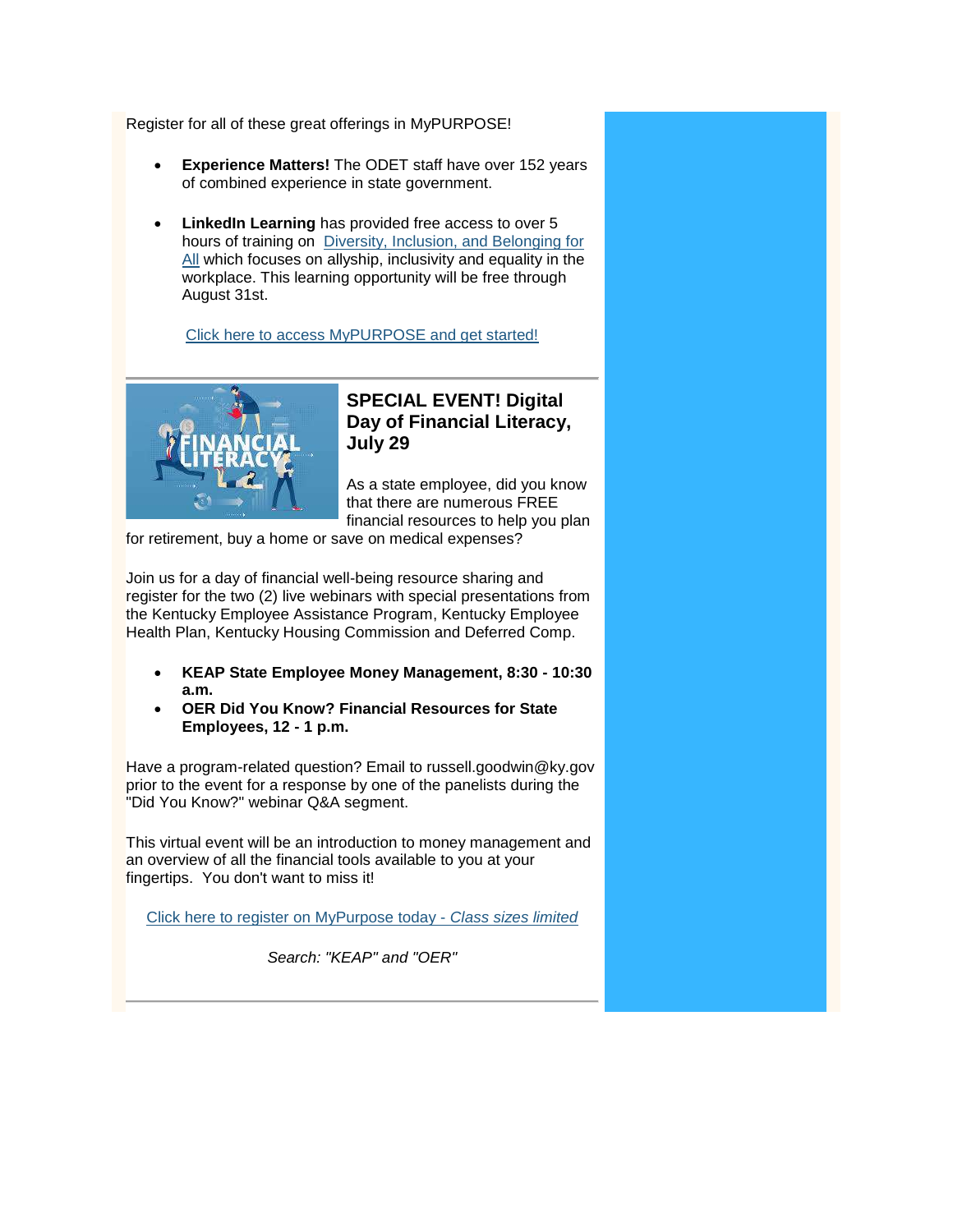Register for all of these great offerings in MyPURPOSE!

- **Experience Matters!** The ODET staff have over 152 years of combined experience in state government.

- **LinkedIn Learning** has provided free access to over 5 hours of training on Diversity, Inclusion, and Belonging for All which focuses on allyship, inclusivity and equality in the workplace. This learning opportunity will be free through August 31st.

Click here to access MyPURPOSE and get started!

---

### SPECIAL EVENT! Digital Day of Financial Literacy, July 29

As a state employee, did you know that there are numerous FREE financial resources to help you plan for retirement, buy a home or save on medical expenses?

Join us for a day of financial well-being resource sharing and register for the two (2) live webinars with special presentations from the Kentucky Employee Assistance Program, Kentucky Employee Health Plan, Kentucky Housing Commission and Deferred Comp.

- **KEAP State Employee Money Management, 8:30 - 10:30 a.m.**
- **OER Did You Know? Financial Resources for State Employees, 12 - 1 p.m.**

Have a program-related question? Email to russell.goodwin@ky.gov prior to the event for a response by one of the panelists during the "Did You Know?" webinar Q&A segment.

This virtual event will be an introduction to money management and an overview of all the financial tools available to you at your fingertips. You don't want to miss it!

Click here to register on MyPurpose today - *Class sizes limited*

*Search: "KEAP" and "OER"*

---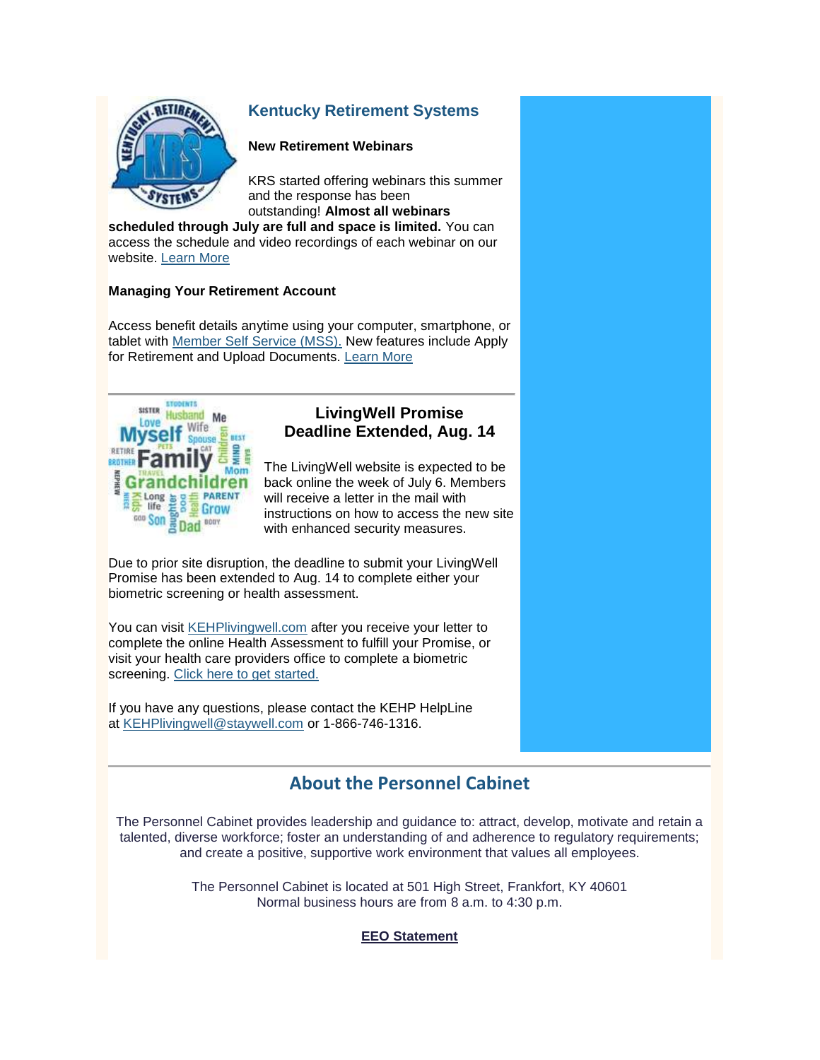## Kentucky Retirement Systems

**New Retirement Webinars**

KRS started offering webinars this summer and the response has been outstanding! **Almost all webinars scheduled through July are full and space is limited.** You can access the schedule and video recordings of each webinar on our website. Learn More

**Managing Your Retirement Account**

Access benefit details anytime using your computer, smartphone, or tablet with Member Self Service (MSS). New features include Apply for Retirement and Upload Documents. Learn More

---

## LivingWell Promise Deadline Extended, Aug. 14

The LivingWell website is expected to be back online the week of July 6. Members will receive a letter in the mail with instructions on how to access the new site with enhanced security measures.

Due to prior site disruption, the deadline to submit your LivingWell Promise has been extended to Aug. 14 to complete either your biometric screening or health assessment.

You can visit KEHPlivingwell.com after you receive your letter to complete the online Health Assessment to fulfill your Promise, or visit your health care providers office to complete a biometric screening. Click here to get started.

If you have any questions, please contact the KEHP HelpLine at KEHPlivingwell@staywell.com or 1-866-746-1316.

---

## About the Personnel Cabinet

The Personnel Cabinet provides leadership and guidance to: attract, develop, motivate and retain a talented, diverse workforce; foster an understanding of and adherence to regulatory requirements; and create a positive, supportive work environment that values all employees.

The Personnel Cabinet is located at 501 High Street, Frankfort, KY 40601
Normal business hours are from 8 a.m. to 4:30 p.m.

**EEO Statement**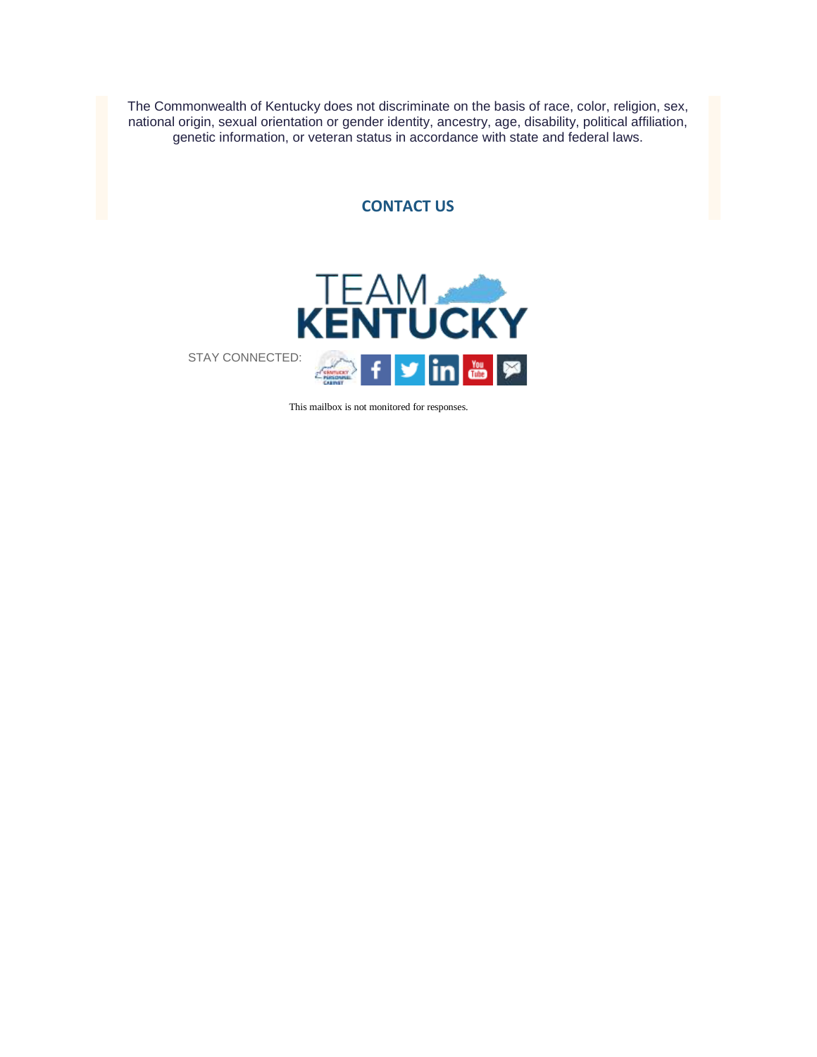The Commonwealth of Kentucky does not discriminate on the basis of race, color, religion, sex, national origin, sexual orientation or gender identity, ancestry, age, disability, political affiliation, genetic information, or veteran status in accordance with state and federal laws.

**CONTACT US**

TEAM KENTUCKY

STAY CONNECTED:

This mailbox is not monitored for responses.